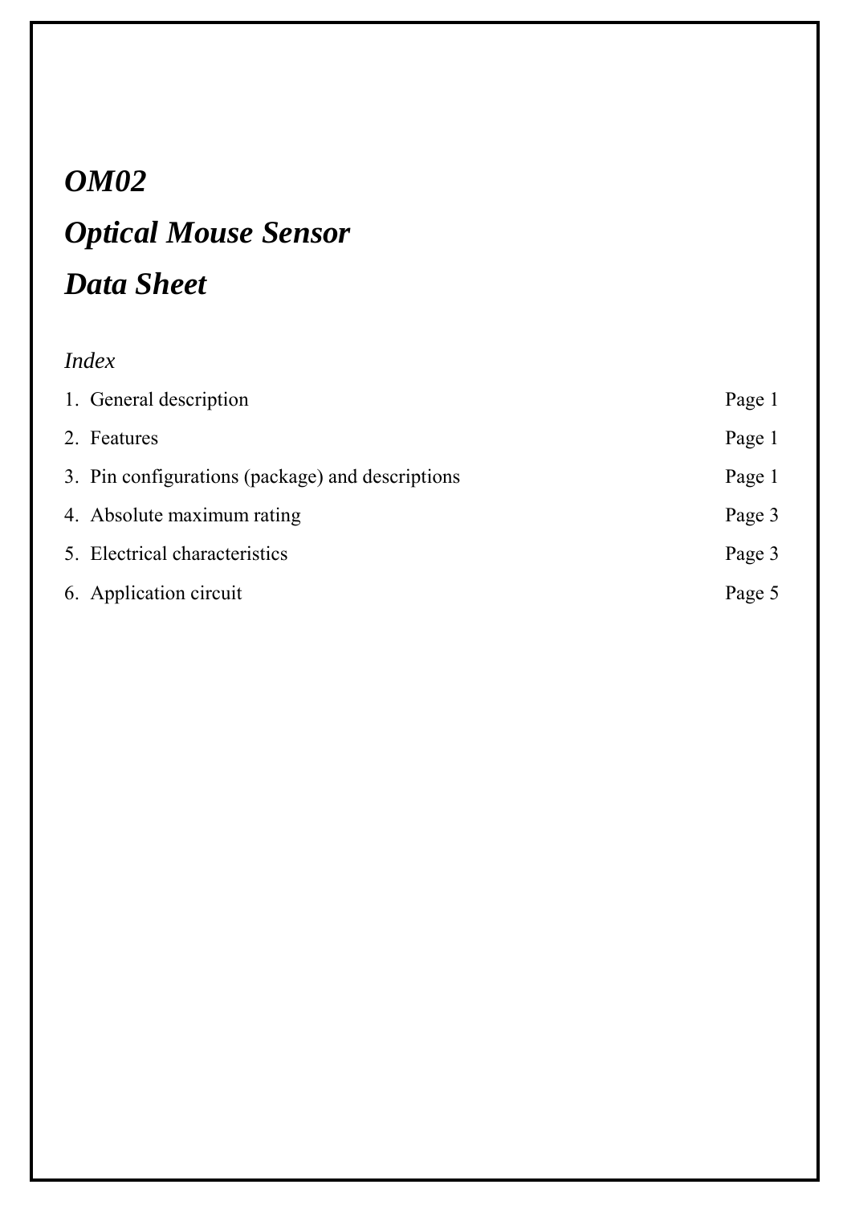# *OM02*

# *Optical Mouse Sensor*

# *Data Sheet*

*Index*

| | |
|---|---|
| 1. General description | Page 1 |
| 2. Features | Page 1 |
| 3. Pin configurations (package) and descriptions | Page 1 |
| 4. Absolute maximum rating | Page 3 |
| 5. Electrical characteristics | Page 3 |
| 6. Application circuit | Page 5 |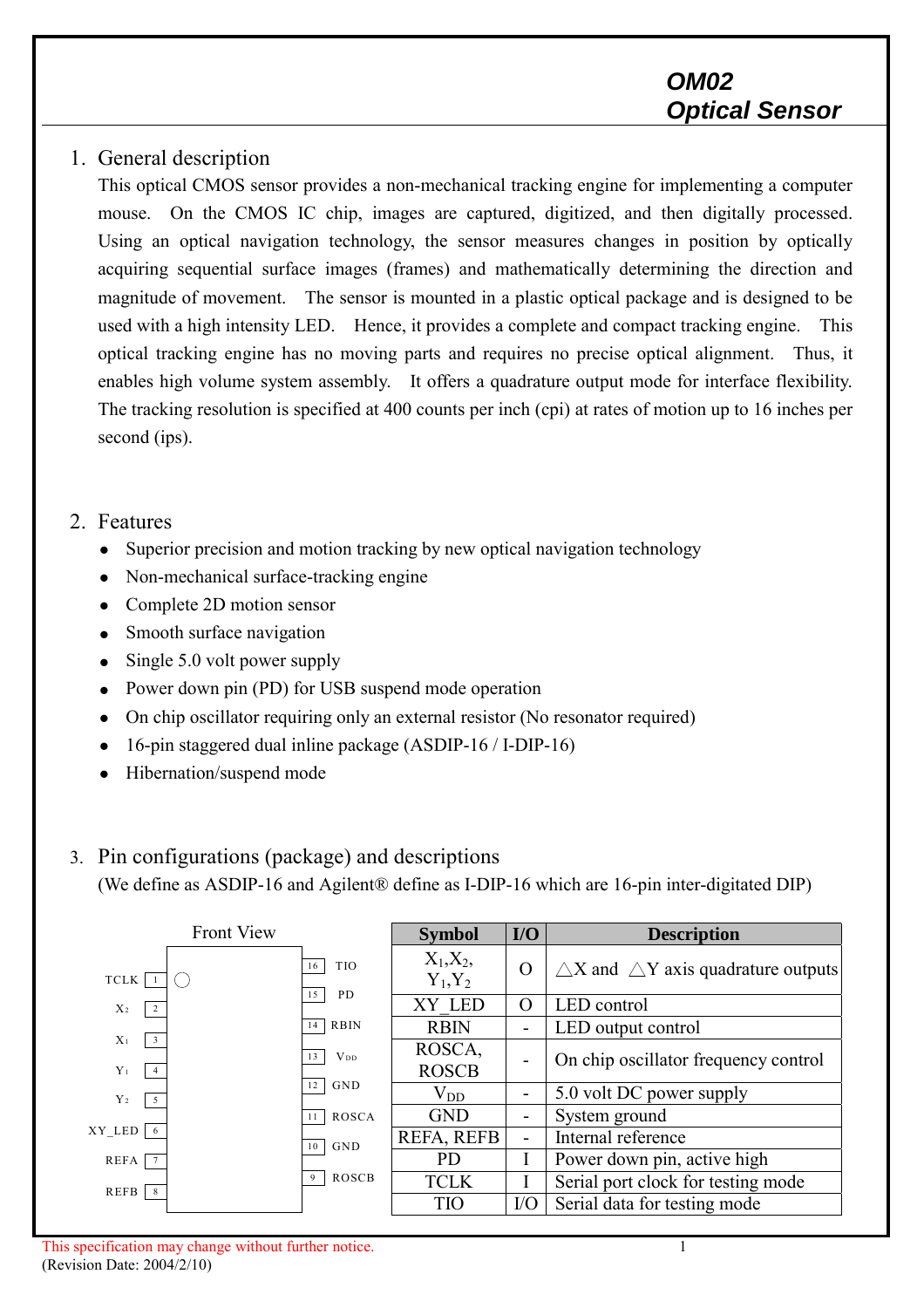# OM02 Optical Sensor

## 1. General description

This optical CMOS sensor provides a non-mechanical tracking engine for implementing a computer mouse. On the CMOS IC chip, images are captured, digitized, and then digitally processed. Using an optical navigation technology, the sensor measures changes in position by optically acquiring sequential surface images (frames) and mathematically determining the direction and magnitude of movement. The sensor is mounted in a plastic optical package and is designed to be used with a high intensity LED. Hence, it provides a complete and compact tracking engine. This optical tracking engine has no moving parts and requires no precise optical alignment. Thus, it enables high volume system assembly. It offers a quadrature output mode for interface flexibility. The tracking resolution is specified at 400 counts per inch (cpi) at rates of motion up to 16 inches per second (ips).

## 2. Features

- Superior precision and motion tracking by new optical navigation technology
- Non-mechanical surface-tracking engine
- Complete 2D motion sensor
- Smooth surface navigation
- Single 5.0 volt power supply
- Power down pin (PD) for USB suspend mode operation
- On chip oscillator requiring only an external resistor (No resonator required)
- 16-pin staggered dual inline package (ASDIP-16 / I-DIP-16)
- Hibernation/suspend mode

## 3. Pin configurations (package) and descriptions

(We define as ASDIP-16 and Agilent® define as I-DIP-16 which are 16-pin inter-digitated DIP)

Front View

| Pin | Name | Pin | Name |
|---|---|---|---|
| 1 | TCLK | 16 | TIO |
| 2 | $X_2$ | 15 | PD |
| 3 | $X_1$ | 14 | RBIN |
| 4 | $Y_1$ | 13 | $V_{DD}$ |
| 5 | $Y_2$ | 12 | GND |
| 6 | XY_LED | 11 | ROSCA |
| 7 | REFA | 10 | GND |
| 8 | REFB | 9 | ROSCB |

| Symbol | I/O | Description |
|---|---|---|
| $X_1$,$X_2$, $Y_1$,$Y_2$ | O | △X and △Y axis quadrature outputs |
| XY_LED | O | LED control |
| RBIN | - | LED output control |
| ROSCA, ROSCB | - | On chip oscillator frequency control |
| $V_{DD}$ | - | 5.0 volt DC power supply |
| GND | - | System ground |
| REFA, REFB | - | Internal reference |
| PD | I | Power down pin, active high |
| TCLK | I | Serial port clock for testing mode |
| TIO | I/O | Serial data for testing mode |

This specification may change without further notice.
(Revision Date: 2004/2/10)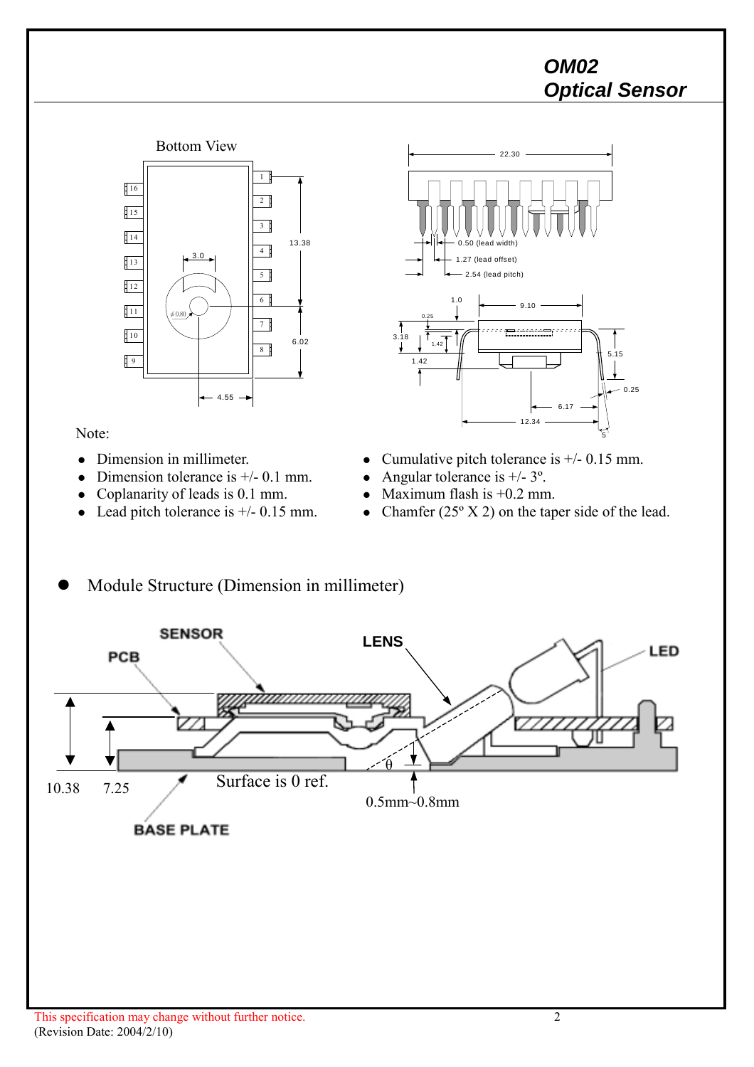Note:

- Dimension in millimeter.
- Dimension tolerance is +/- 0.1 mm.
- Coplanarity of leads is 0.1 mm.
- Lead pitch tolerance is +/- 0.15 mm.
- Cumulative pitch tolerance is +/- 0.15 mm.
- Angular tolerance is +/- 3º.
- Maximum flash is +0.2 mm.
- Chamfer (25º X 2) on the taper side of the lead.

- Module Structure (Dimension in millimeter)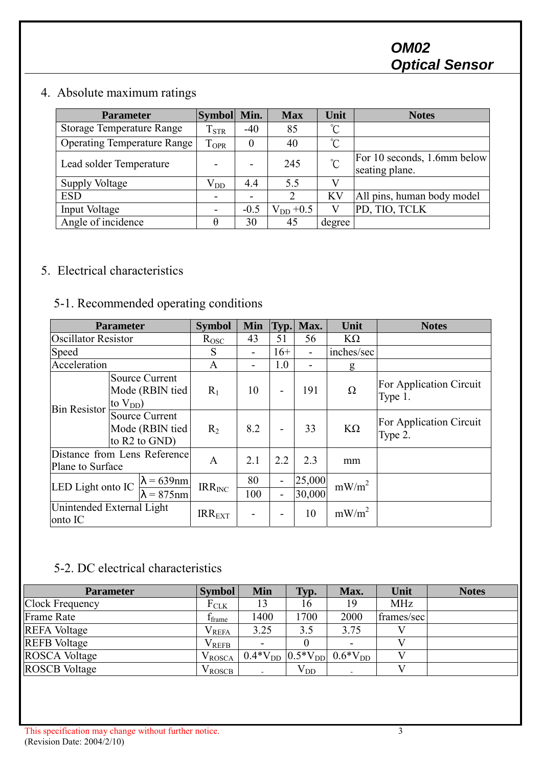## 4. Absolute maximum ratings

| Parameter | Symbol | Min. | Max | Unit | Notes |
|---|---|---|---|---|---|
| Storage Temperature Range | $T_{STR}$ | -40 | 85 | ℃ | |
| Operating Temperature Range | $T_{OPR}$ | 0 | 40 | ℃ | |
| Lead solder Temperature | - | - | 245 | ℃ | For 10 seconds, 1.6mm below seating plane. |
| Supply Voltage | $V_{DD}$ | 4.4 | 5.5 | V | |
| ESD | - | - | 2 | KV | All pins, human body model |
| Input Voltage | - | -0.5 | $V_{DD}$ +0.5 | V | PD, TIO, TCLK |
| Angle of incidence | θ | 30 | 45 | degree | |

## 5. Electrical characteristics

### 5-1. Recommended operating conditions

| Parameter | | Symbol | Min | Typ. | Max. | Unit | Notes |
|---|---|---|---|---|---|---|---|
| Oscillator Resistor | | $R_{OSC}$ | 43 | 51 | 56 | KΩ | |
| Speed | | S | - | 16+ | - | inches/sec | |
| Acceleration | | A | - | 1.0 | - | g | |
| Bin Resistor | Source Current Mode (RBIN tied to $V_{DD}$) | $R_1$ | 10 | - | 191 | Ω | For Application Circuit Type 1. |
| | Source Current Mode (RBIN tied to R2 to GND) | $R_2$ | 8.2 | - | 33 | KΩ | For Application Circuit Type 2. |
| Distance from Lens Reference Plane to Surface | | A | 2.1 | 2.2 | 2.3 | mm | |
| LED Light onto IC | λ = 639nm | $IRR_{INC}$ | 80 | - | 25,000 | $mW/m^2$ | |
| | λ = 875nm | | 100 | - | 30,000 | | |
| Unintended External Light onto IC | | $IRR_{EXT}$ | - | - | 10 | $mW/m^2$ | |

### 5-2. DC electrical characteristics

| Parameter | Symbol | Min | Typ. | Max. | Unit | Notes |
|---|---|---|---|---|---|---|
| Clock Frequency | $F_{CLK}$ | 13 | 16 | 19 | MHz | |
| Frame Rate | $f_{frame}$ | 1400 | 1700 | 2000 | frames/sec | |
| REFA Voltage | $V_{REFA}$ | 3.25 | 3.5 | 3.75 | V | |
| REFB Voltage | $V_{REFB}$ | - | 0 | - | V | |
| ROSCA Voltage | $V_{ROSCA}$ | $0.4*V_{DD}$ | $0.5*V_{DD}$ | $0.6*V_{DD}$ | V | |
| ROSCB Voltage | $V_{ROSCB}$ | - | $V_{DD}$ | - | V | |

This specification may change without further notice.
(Revision Date: 2004/2/10)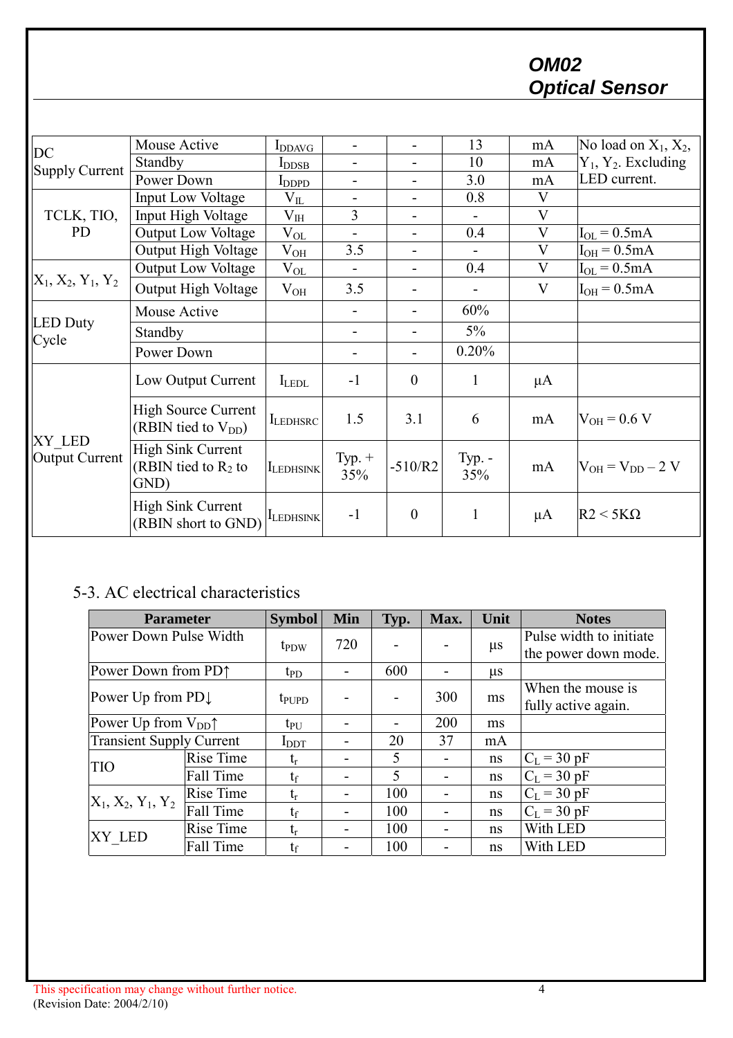| | | | | | | | |
|---|---|---|---|---|---|---|---|
| DC Supply Current | Mouse Active | $I_{DDAVG}$ | - | - | 13 | mA | No load on $X_1$, $X_2$, $Y_1$, $Y_2$. Excluding LED current. |
| | Standby | $I_{DDSB}$ | - | - | 10 | mA | |
| | Power Down | $I_{DDPD}$ | - | - | 3.0 | mA | |
| TCLK, TIO, PD | Input Low Voltage | $V_{IL}$ | - | - | 0.8 | V | |
| | Input High Voltage | $V_{IH}$ | 3 | - | - | V | |
| | Output Low Voltage | $V_{OL}$ | - | - | 0.4 | V | $I_{OL}$ = 0.5mA |
| | Output High Voltage | $V_{OH}$ | 3.5 | - | - | V | $I_{OH}$ = 0.5mA |
| $X_1$, $X_2$, $Y_1$, $Y_2$ | Output Low Voltage | $V_{OL}$ | - | - | 0.4 | V | $I_{OL}$ = 0.5mA |
| | Output High Voltage | $V_{OH}$ | 3.5 | - | - | V | $I_{OH}$ = 0.5mA |
| LED Duty Cycle | Mouse Active | | - | - | 60% | | |
| | Standby | | - | - | 5% | | |
| | Power Down | | - | - | 0.20% | | |
| XY_LED Output Current | Low Output Current | $I_{LEDL}$ | -1 | 0 | 1 | μA | |
| | High Source Current (RBIN tied to $V_{DD}$) | $I_{LEDHSRC}$ | 1.5 | 3.1 | 6 | mA | $V_{OH}$ = 0.6 V |
| | High Sink Current (RBIN tied to $R_2$ to GND) | $I_{LEDHSINK}$ | Typ. + 35% | -510/R2 | Typ. - 35% | mA | $V_{OH}$ = $V_{DD}$ – 2 V |
| | High Sink Current (RBIN short to GND) | $I_{LEDHSINK}$ | -1 | 0 | 1 | μA | R2 < 5KΩ |

5-3. AC electrical characteristics

| Parameter | | Symbol | Min | Typ. | Max. | Unit | Notes |
|---|---|---|---|---|---|---|---|
| Power Down Pulse Width | | $t_{PDW}$ | 720 | - | - | μs | Pulse width to initiate the power down mode. |
| Power Down from PD↑ | | $t_{PD}$ | - | 600 | - | μs | |
| Power Up from PD↓ | | $t_{PUPD}$ | - | - | 300 | ms | When the mouse is fully active again. |
| Power Up from $V_{DD}$↑ | | $t_{PU}$ | - | - | 200 | ms | |
| Transient Supply Current | | $I_{DDT}$ | - | 20 | 37 | mA | |
| TIO | Rise Time | $t_r$ | - | 5 | - | ns | $C_L$ = 30 pF |
| | Fall Time | $t_f$ | - | 5 | - | ns | $C_L$ = 30 pF |
| $X_1$, $X_2$, $Y_1$, $Y_2$ | Rise Time | $t_r$ | - | 100 | - | ns | $C_L$ = 30 pF |
| | Fall Time | $t_f$ | - | 100 | - | ns | $C_L$ = 30 pF |
| XY_LED | Rise Time | $t_r$ | - | 100 | - | ns | With LED |
| | Fall Time | $t_f$ | - | 100 | - | ns | With LED |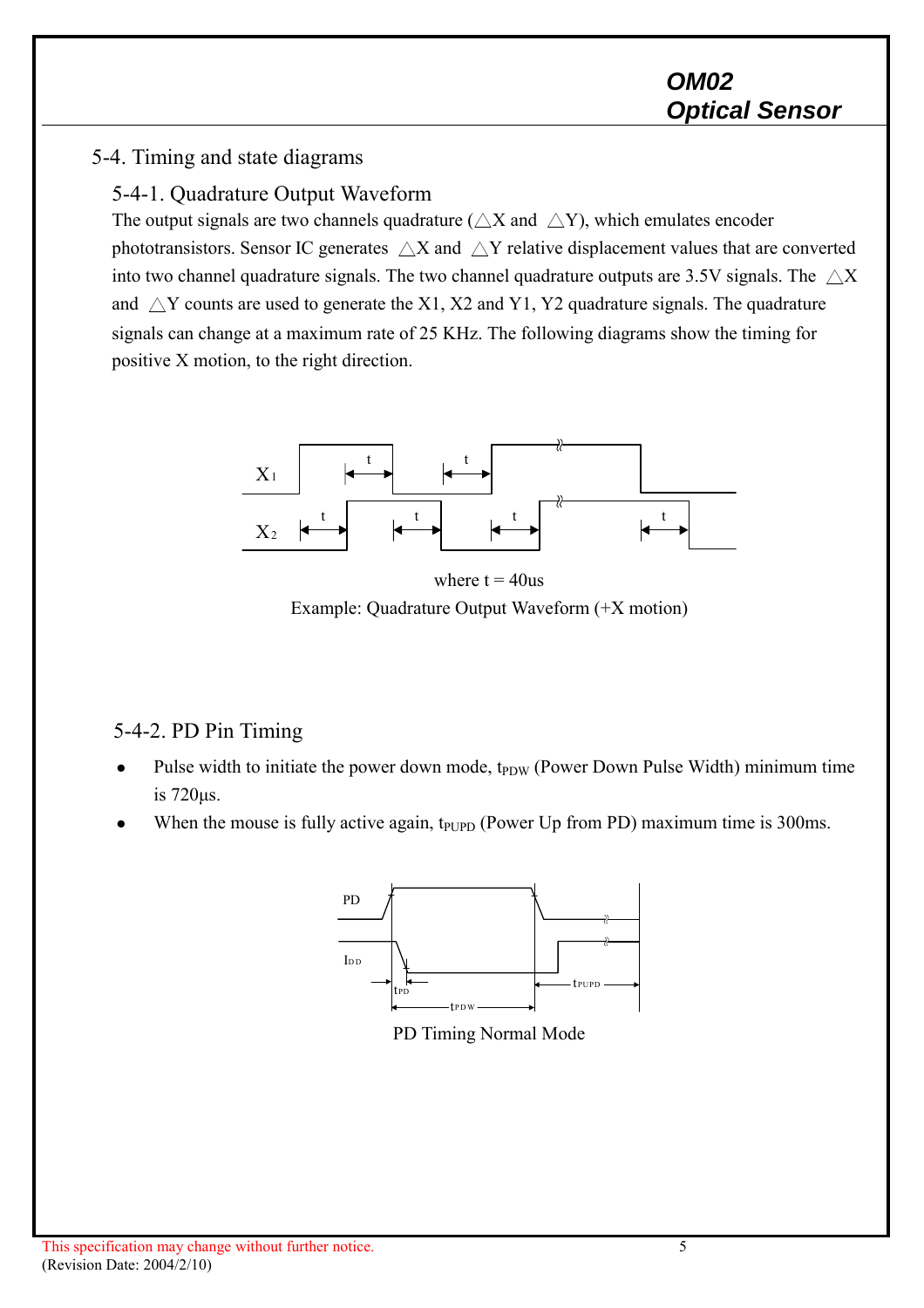## 5-4. Timing and state diagrams

### 5-4-1. Quadrature Output Waveform

The output signals are two channels quadrature (△X and △Y), which emulates encoder phototransistors. Sensor IC generates △X and △Y relative displacement values that are converted into two channel quadrature signals. The two channel quadrature outputs are 3.5V signals. The △X and △Y counts are used to generate the X1, X2 and Y1, Y2 quadrature signals. The quadrature signals can change at a maximum rate of 25 KHz. The following diagrams show the timing for positive X motion, to the right direction.

$X_1$

$X_2$

t

where t = 40us

Example: Quadrature Output Waveform (+X motion)

### 5-4-2. PD Pin Timing

- Pulse width to initiate the power down mode, $t_{PDW}$ (Power Down Pulse Width) minimum time is 720µs.
- When the mouse is fully active again, $t_{PUPD}$ (Power Up from PD) maximum time is 300ms.

PD

$I_{DD}$

$t_{PD}$

$t_{PDW}$

$t_{PUPD}$

PD Timing Normal Mode

This specification may change without further notice.
(Revision Date: 2004/2/10)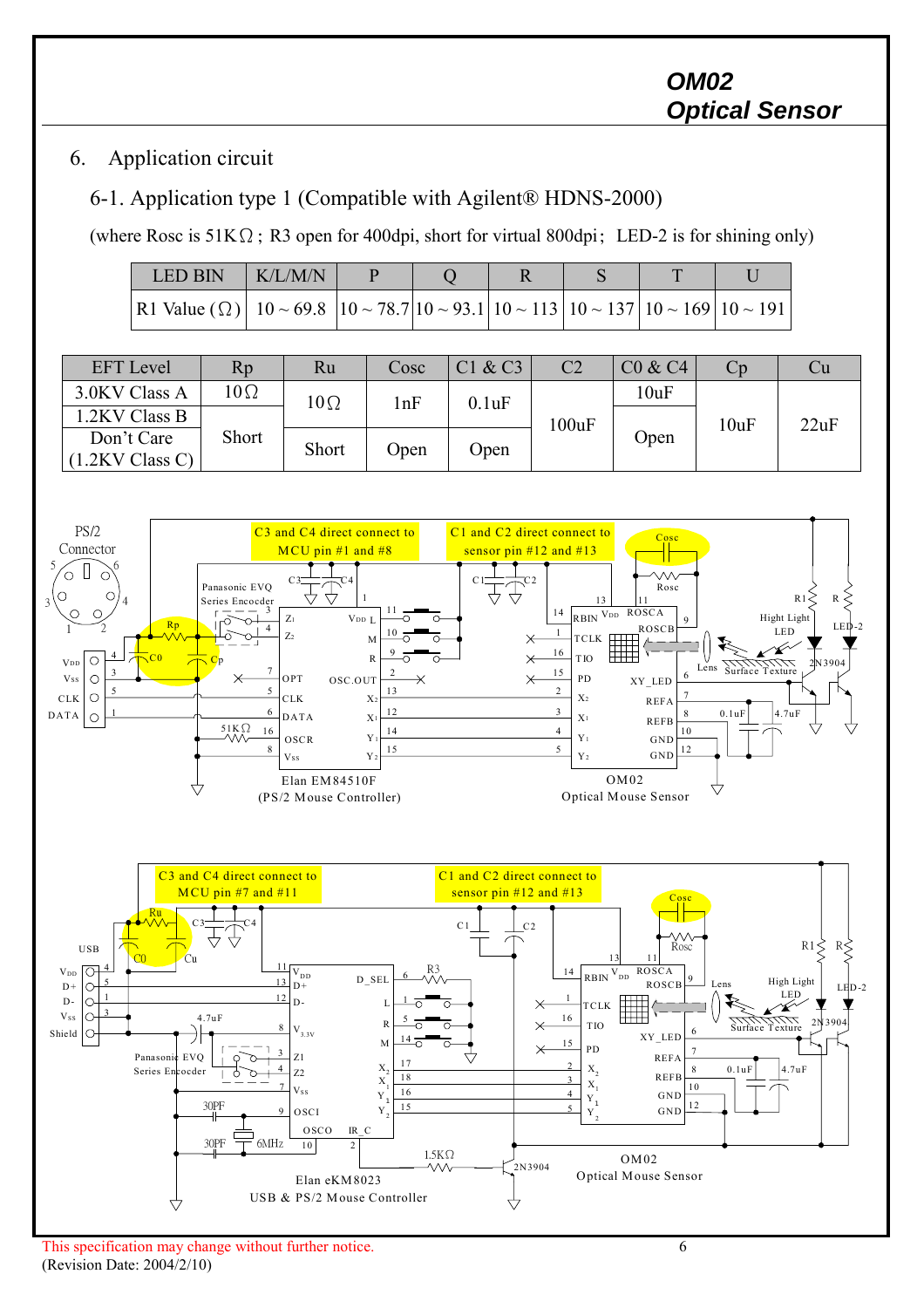## 6. Application circuit

### 6-1. Application type 1 (Compatible with Agilent® HDNS-2000)

(where Rosc is 51KΩ ; R3 open for 400dpi, short for virtual 800dpi; LED-2 is for shining only)

| LED BIN | K/L/M/N | P | Q | R | S | T | U |
|---|---|---|---|---|---|---|---|
| R1 Value (Ω) | 10 ~ 69.8 | 10 ~ 78.7 | 10 ~ 93.1 | 10 ~ 113 | 10 ~ 137 | 10 ~ 169 | 10 ~ 191 |

| EFT Level | Rp | Ru | Cosc | C1 & C3 | C2 | C0 & C4 | Cp | Cu |
|---|---|---|---|---|---|---|---|---|
| 3.0KV Class A | 10Ω | 10Ω | 1nF | 0.1uF | 100uF | 10uF | 10uF | 22uF |
| 1.2KV Class B | Short | 10Ω | 1nF | 0.1uF | 100uF | Open | 10uF | 22uF |
| Don't Care (1.2KV Class C) | Short | Short | Open | Open | 100uF | Open | 10uF | 22uF |

C3 and C4 direct connect to MCU pin #1 and #8

C1 and C2 direct connect to sensor pin #12 and #13

Elan EM84510F (PS/2 Mouse Controller)

OM02 Optical Mouse Sensor

C3 and C4 direct connect to MCU pin #7 and #11

C1 and C2 direct connect to sensor pin #12 and #13

Elan eKM8023 USB & PS/2 Mouse Controller

OM02 Optical Mouse Sensor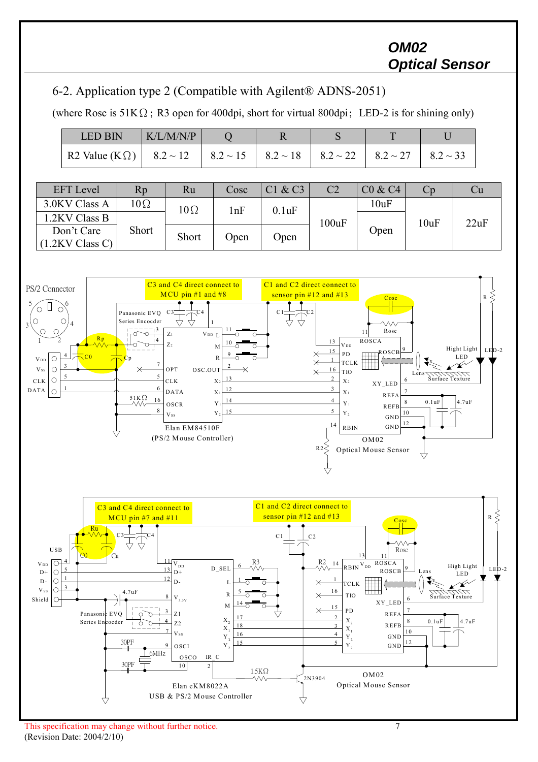## 6-2. Application type 2 (Compatible with Agilent® ADNS-2051)

(where Rosc is 51KΩ ; R3 open for 400dpi, short for virtual 800dpi; LED-2 is for shining only)

| LED BIN | K/L/M/N/P | Q | R | S | T | U |
|---|---|---|---|---|---|---|
| R2 Value (KΩ) | 8.2 ~ 12 | 8.2 ~ 15 | 8.2 ~ 18 | 8.2 ~ 22 | 8.2 ~ 27 | 8.2 ~ 33 |

| EFT Level | Rp | Ru | Cosc | C1 & C3 | C2 | C0 & C4 | Cp | Cu |
|---|---|---|---|---|---|---|---|---|
| 3.0KV Class A | 10Ω | 10Ω | 1nF | 0.1uF | 100uF | 10uF | 10uF | 22uF |
| 1.2KV Class B | Short | 10Ω | 1nF | 0.1uF | 100uF | Open | 10uF | 22uF |
| Don't Care (1.2KV Class C) | Short | Short | Open | Open | 100uF | Open | 10uF | 22uF |

PS/2 Connector

C3 and C4 direct connect to MCU pin #1 and #8

C1 and C2 direct connect to sensor pin #12 and #13

Panasonic EVQ Series Encoder

Elan EM84510F (PS/2 Mouse Controller)

OM02 Optical Mouse Sensor

Hight Light LED

LED-2

Lens

Surface Texture

C3 and C4 direct connect to MCU pin #7 and #11

C1 and C2 direct connect to sensor pin #12 and #13

USB

Panasonic EVQ Series Encoder

Elan eKM8022A USB & PS/2 Mouse Controller

2N3904

OM02 Optical Mouse Sensor

This specification may change without further notice.
(Revision Date: 2004/2/10)